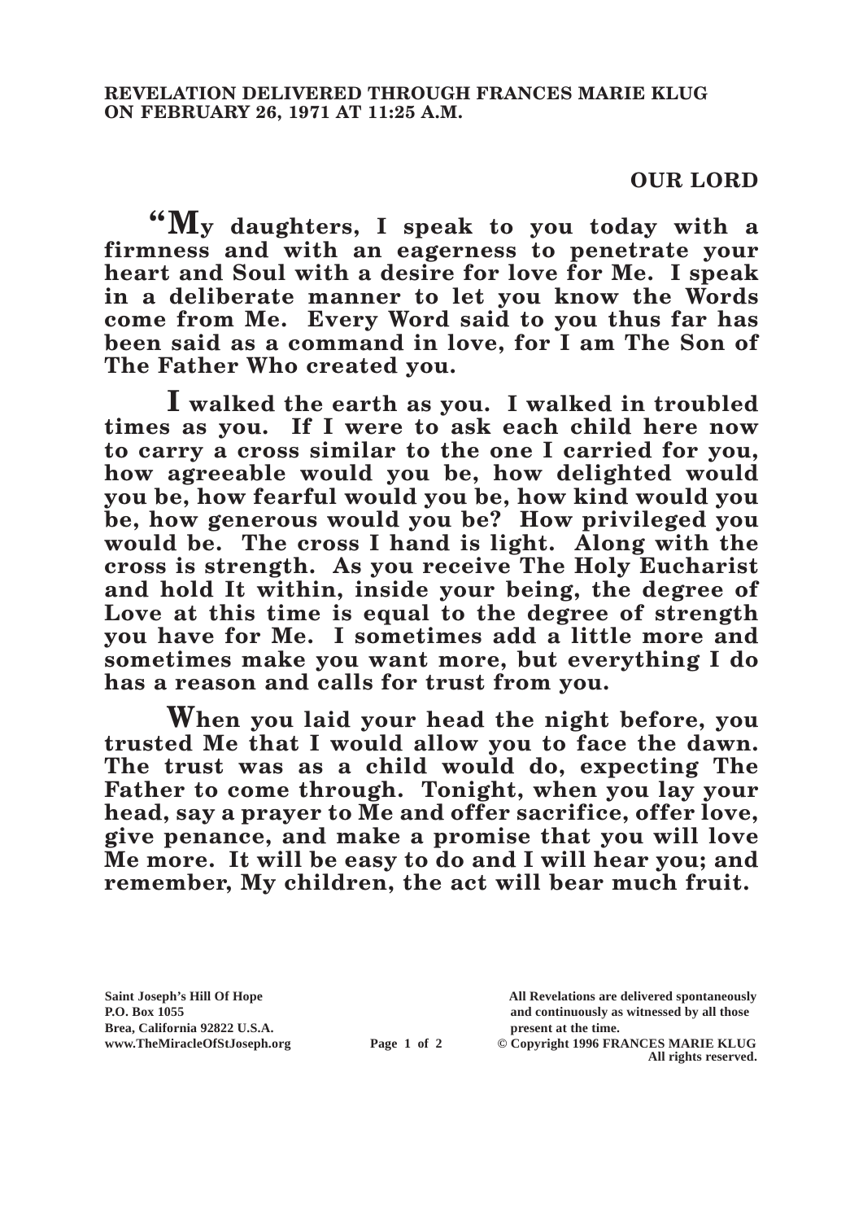**REVELATION DELIVERED THROUGH FRANCES MARIE KLUG ON FEBRUARY 26, 1971 AT 11:25 A.M.**

**OUR LORD**

**"My daughters, I speak to you today with a firmness and with an eagerness to penetrate your heart and Soul with a desire for love for Me. I speak in a deliberate manner to let you know the Words come from Me. Every Word said to you thus far has been said as a command in love, for I am The Son of The Father Who created you.**

**I walked the earth as you. I walked in troubled times as you. If I were to ask each child here now to carry a cross similar to the one I carried for you, how agreeable would you be, how delighted would you be, how fearful would you be, how kind would you be, how generous would you be? How privileged you would be. The cross I hand is light. Along with the cross is strength. As you receive The Holy Eucharist and hold It within, inside your being, the degree of Love at this time is equal to the degree of strength you have for Me. I sometimes add a little more and sometimes make you want more, but everything I do has a reason and calls for trust from you.**

**When you laid your head the night before, you trusted Me that I would allow you to face the dawn. The trust was as a child would do, expecting The Father to come through. Tonight, when you lay your head, say a prayer to Me and offer sacrifice, offer love, give penance, and make a promise that you will love Me more. It will be easy to do and I will hear you; and remember, My children, the act will bear much fruit.**

**Saint Joseph's Hill Of Hope**
**P.O. Box 1055**
**Brea, California 92822 U.S.A.**
**www.TheMiracleOfStJoseph.org**

**All Revelations are delivered spontaneously and continuously as witnessed by all those present at the time.**
**© Copyright 1996 FRANCES MARIE KLUG**
**All rights reserved.**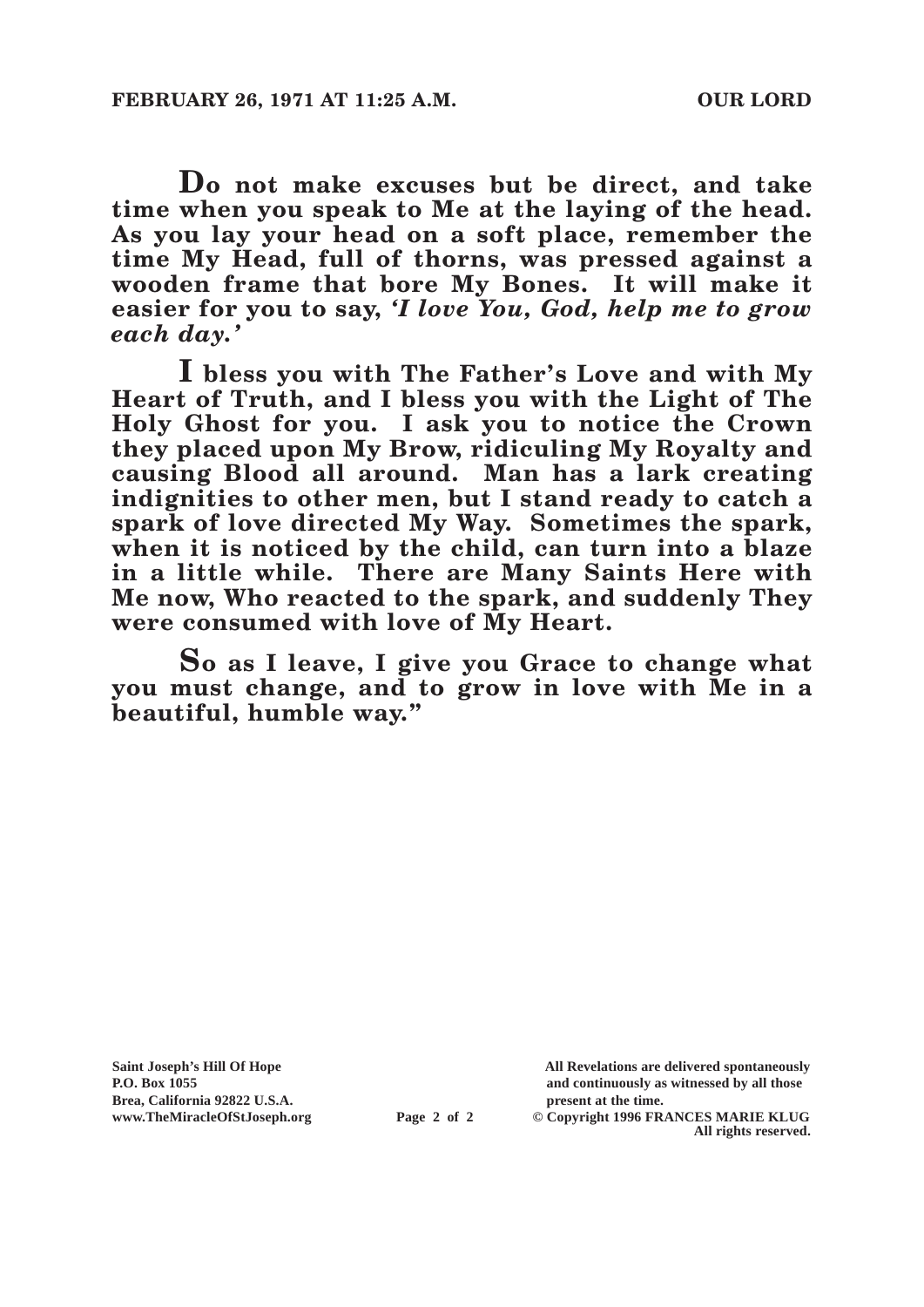**Do not make excuses but be direct, and take time when you speak to Me at the laying of the head. As you lay your head on a soft place, remember the time My Head, full of thorns, was pressed against a wooden frame that bore My Bones. It will make it easier for you to say, *'I love You, God, help me to grow each day.'***

**I bless you with The Father's Love and with My Heart of Truth, and I bless you with the Light of The Holy Ghost for you. I ask you to notice the Crown they placed upon My Brow, ridiculing My Royalty and causing Blood all around. Man has a lark creating indignities to other men, but I stand ready to catch a spark of love directed My Way. Sometimes the spark, when it is noticed by the child, can turn into a blaze in a little while. There are Many Saints Here with Me now, Who reacted to the spark, and suddenly They were consumed with love of My Heart.**

**So as I leave, I give you Grace to change what you must change, and to grow in love with Me in a beautiful, humble way."**